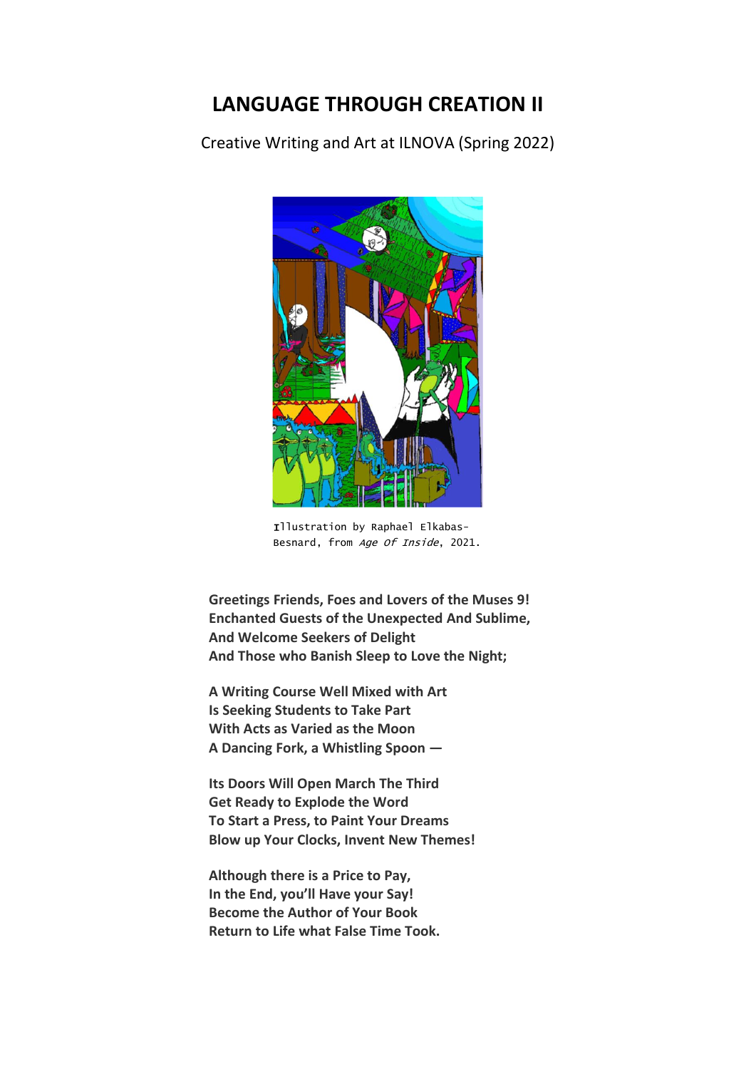# LANGUAGE THROUGH CREATION II

Creative Writing and Art at ILNOVA (Spring 2022)

Illustration by Raphael Elkabas-Besnard, from *Age Of Inside*, 2021.

**Greetings Friends, Foes and Lovers of the Muses 9!**
**Enchanted Guests of the Unexpected And Sublime,**
**And Welcome Seekers of Delight**
**And Those who Banish Sleep to Love the Night;**

**A Writing Course Well Mixed with Art**
**Is Seeking Students to Take Part**
**With Acts as Varied as the Moon**
**A Dancing Fork, a Whistling Spoon —**

**Its Doors Will Open March The Third**
**Get Ready to Explode the Word**
**To Start a Press, to Paint Your Dreams**
**Blow up Your Clocks, Invent New Themes!**

**Although there is a Price to Pay,**
**In the End, you'll Have your Say!**
**Become the Author of Your Book**
**Return to Life what False Time Took.**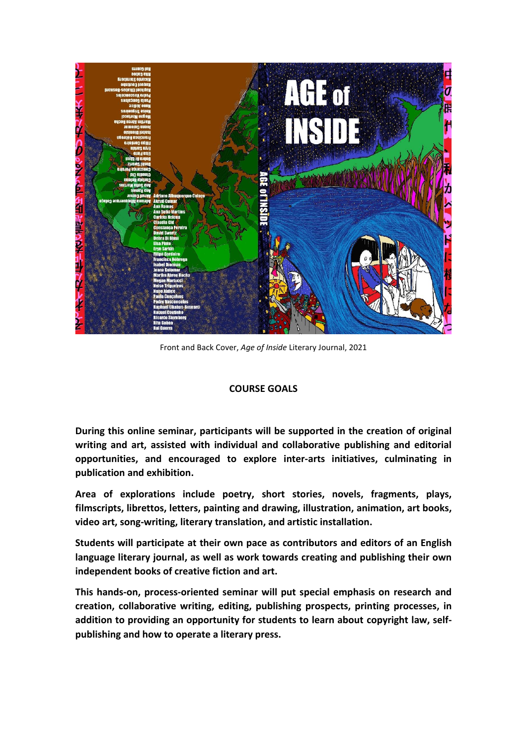Front and Back Cover, *Age of Inside* Literary Journal, 2021

## COURSE GOALS

**During this online seminar, participants will be supported in the creation of original writing and art, assisted with individual and collaborative publishing and editorial opportunities, and encouraged to explore inter-arts initiatives, culminating in publication and exhibition.**

**Area of explorations include poetry, short stories, novels, fragments, plays, filmscripts, librettos, letters, painting and drawing, illustration, animation, art books, video art, song-writing, literary translation, and artistic installation.**

**Students will participate at their own pace as contributors and editors of an English language literary journal, as well as work towards creating and publishing their own independent books of creative fiction and art.**

**This hands-on, process-oriented seminar will put special emphasis on research and creation, collaborative writing, editing, publishing prospects, printing processes, in addition to providing an opportunity for students to learn about copyright law, self-publishing and how to operate a literary press.**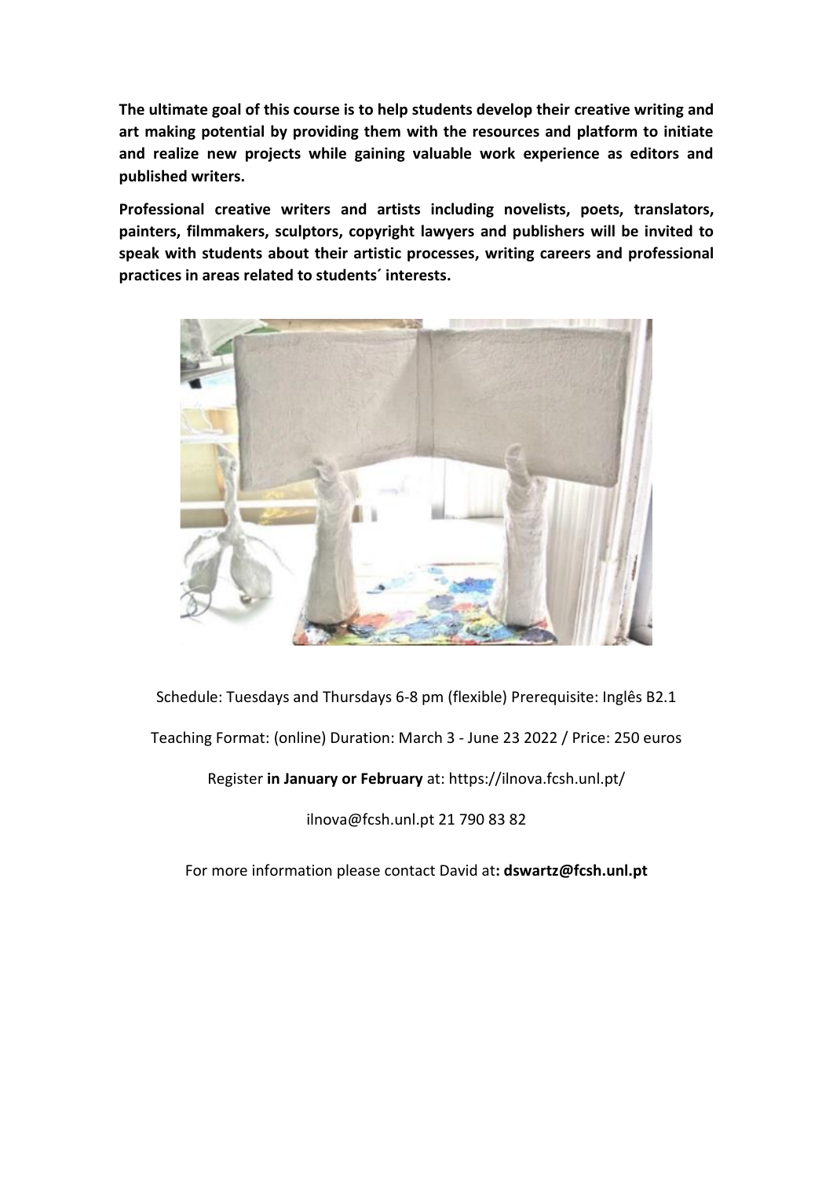**The ultimate goal of this course is to help students develop their creative writing and art making potential by providing them with the resources and platform to initiate and realize new projects while gaining valuable work experience as editors and published writers.**

**Professional creative writers and artists including novelists, poets, translators, painters, filmmakers, sculptors, copyright lawyers and publishers will be invited to speak with students about their artistic processes, writing careers and professional practices in areas related to students´ interests.**

Schedule: Tuesdays and Thursdays 6-8 pm (flexible) Prerequisite: Inglês B2.1

Teaching Format: (online) Duration: March 3 - June 23 2022 / Price: 250 euros

Register **in January or February** at: https://ilnova.fcsh.unl.pt/

ilnova@fcsh.unl.pt 21 790 83 82

For more information please contact David at**: dswartz@fcsh.unl.pt**